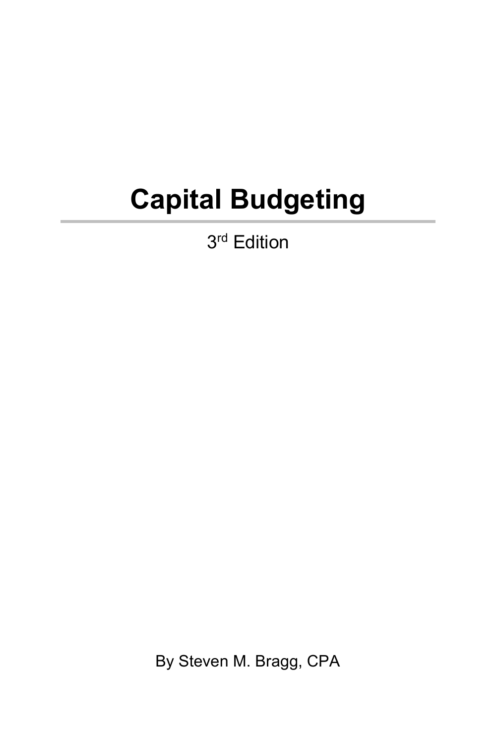# Capital Budgeting

3rd Edition

By Steven M. Bragg, CPA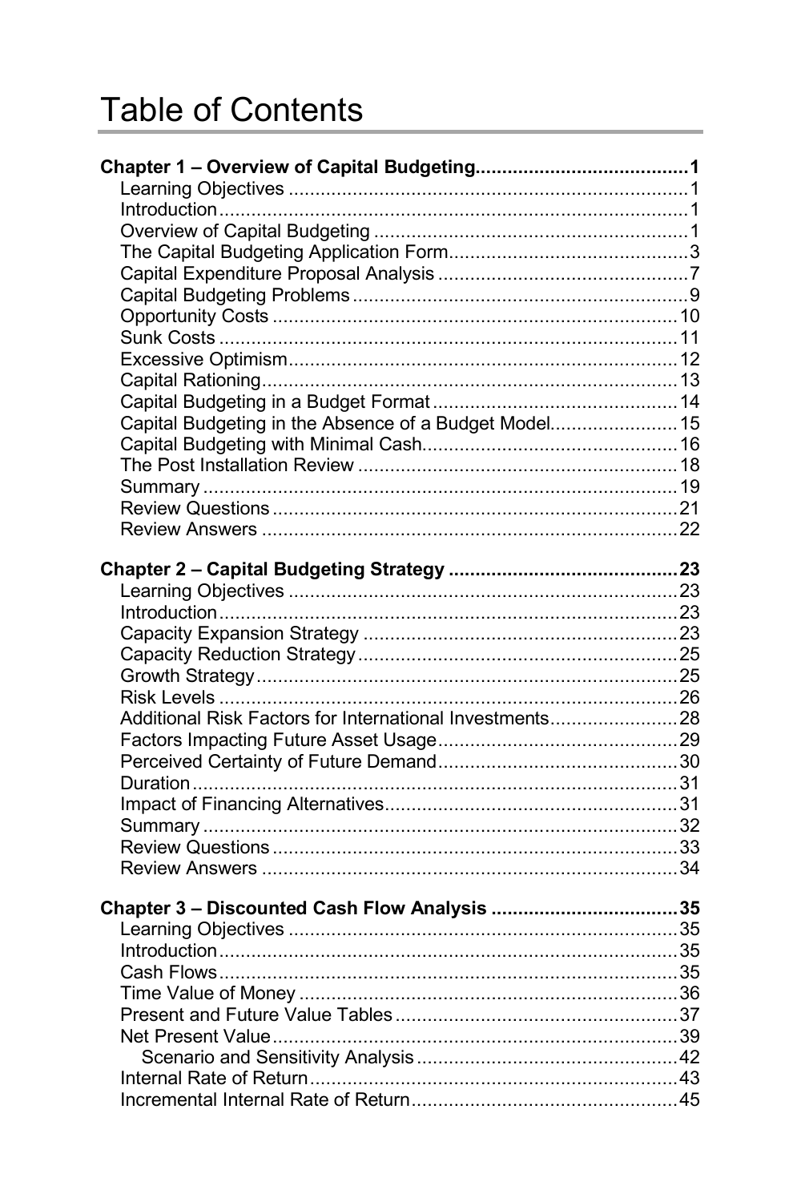# Table of Contents

**Chapter 1 – Overview of Capital Budgeting....................................... 1**

Learning Objectives ........................................................................ 1
Introduction ...................................................................................... 1
Overview of Capital Budgeting ....................................................... 1
The Capital Budgeting Application Form ........................................ 3
Capital Expenditure Proposal Analysis ........................................... 7
Capital Budgeting Problems ............................................................ 9
Opportunity Costs ......................................................................... 10
Sunk Costs .................................................................................... 11
Excessive Optimism ...................................................................... 12
Capital Rationing ........................................................................... 13
Capital Budgeting in a Budget Format .......................................... 14
Capital Budgeting in the Absence of a Budget Model .................... 15
Capital Budgeting with Minimal Cash ............................................ 16
The Post Installation Review ......................................................... 18
Summary ....................................................................................... 19
Review Questions .......................................................................... 21
Review Answers ............................................................................ 22

**Chapter 2 – Capital Budgeting Strategy .......................................... 23**

Learning Objectives ...................................................................... 23
Introduction .................................................................................... 23
Capacity Expansion Strategy ........................................................ 23
Capacity Reduction Strategy ......................................................... 25
Growth Strategy ............................................................................. 25
Risk Levels .................................................................................... 26
Additional Risk Factors for International Investments .................... 28
Factors Impacting Future Asset Usage .......................................... 29
Perceived Certainty of Future Demand .......................................... 30
Duration ......................................................................................... 31
Impact of Financing Alternatives .................................................... 31
Summary ....................................................................................... 32
Review Questions .......................................................................... 33
Review Answers ............................................................................ 34

**Chapter 3 – Discounted Cash Flow Analysis .................................. 35**

Learning Objectives ...................................................................... 35
Introduction .................................................................................... 35
Cash Flows .................................................................................... 35
Time Value of Money ..................................................................... 36
Present and Future Value Tables ................................................... 37
Net Present Value .......................................................................... 39
  Scenario and Sensitivity Analysis ............................................... 42
Internal Rate of Return ................................................................... 43
Incremental Internal Rate of Return ............................................... 45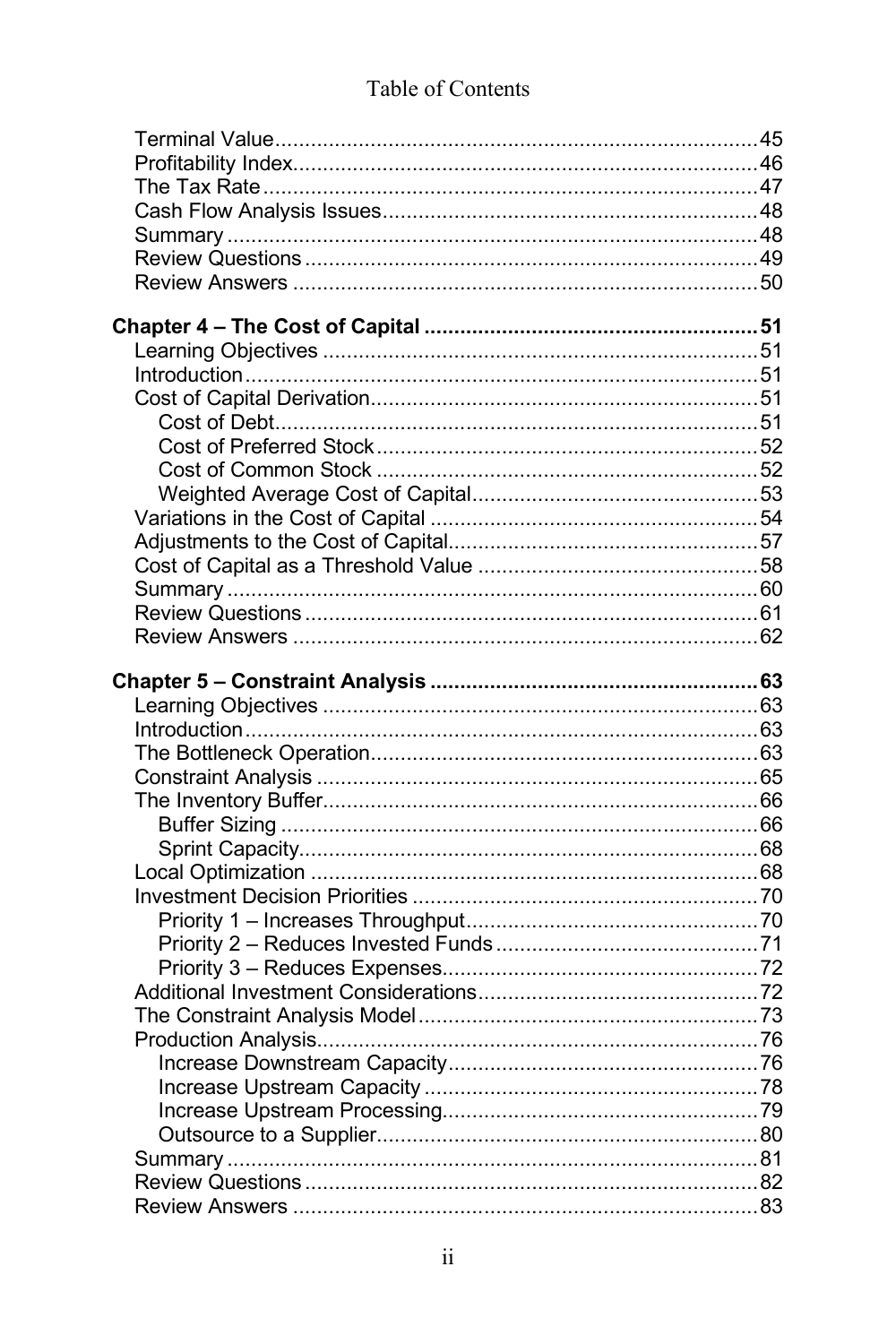Table of Contents

- Terminal Value ... 45
- Profitability Index ... 46
- The Tax Rate ... 47
- Cash Flow Analysis Issues ... 48
- Summary ... 48
- Review Questions ... 49
- Review Answers ... 50

**Chapter 4 – The Cost of Capital ... 51**

- Learning Objectives ... 51
- Introduction ... 51
- Cost of Capital Derivation ... 51
  - Cost of Debt ... 51
  - Cost of Preferred Stock ... 52
  - Cost of Common Stock ... 52
  - Weighted Average Cost of Capital ... 53
- Variations in the Cost of Capital ... 54
- Adjustments to the Cost of Capital ... 57
- Cost of Capital as a Threshold Value ... 58
- Summary ... 60
- Review Questions ... 61
- Review Answers ... 62

**Chapter 5 – Constraint Analysis ... 63**

- Learning Objectives ... 63
- Introduction ... 63
- The Bottleneck Operation ... 63
- Constraint Analysis ... 65
- The Inventory Buffer ... 66
  - Buffer Sizing ... 66
  - Sprint Capacity ... 68
- Local Optimization ... 68
- Investment Decision Priorities ... 70
  - Priority 1 – Increases Throughput ... 70
  - Priority 2 – Reduces Invested Funds ... 71
  - Priority 3 – Reduces Expenses ... 72
- Additional Investment Considerations ... 72
- The Constraint Analysis Model ... 73
- Production Analysis ... 76
  - Increase Downstream Capacity ... 76
  - Increase Upstream Capacity ... 78
  - Increase Upstream Processing ... 79
  - Outsource to a Supplier ... 80
- Summary ... 81
- Review Questions ... 82
- Review Answers ... 83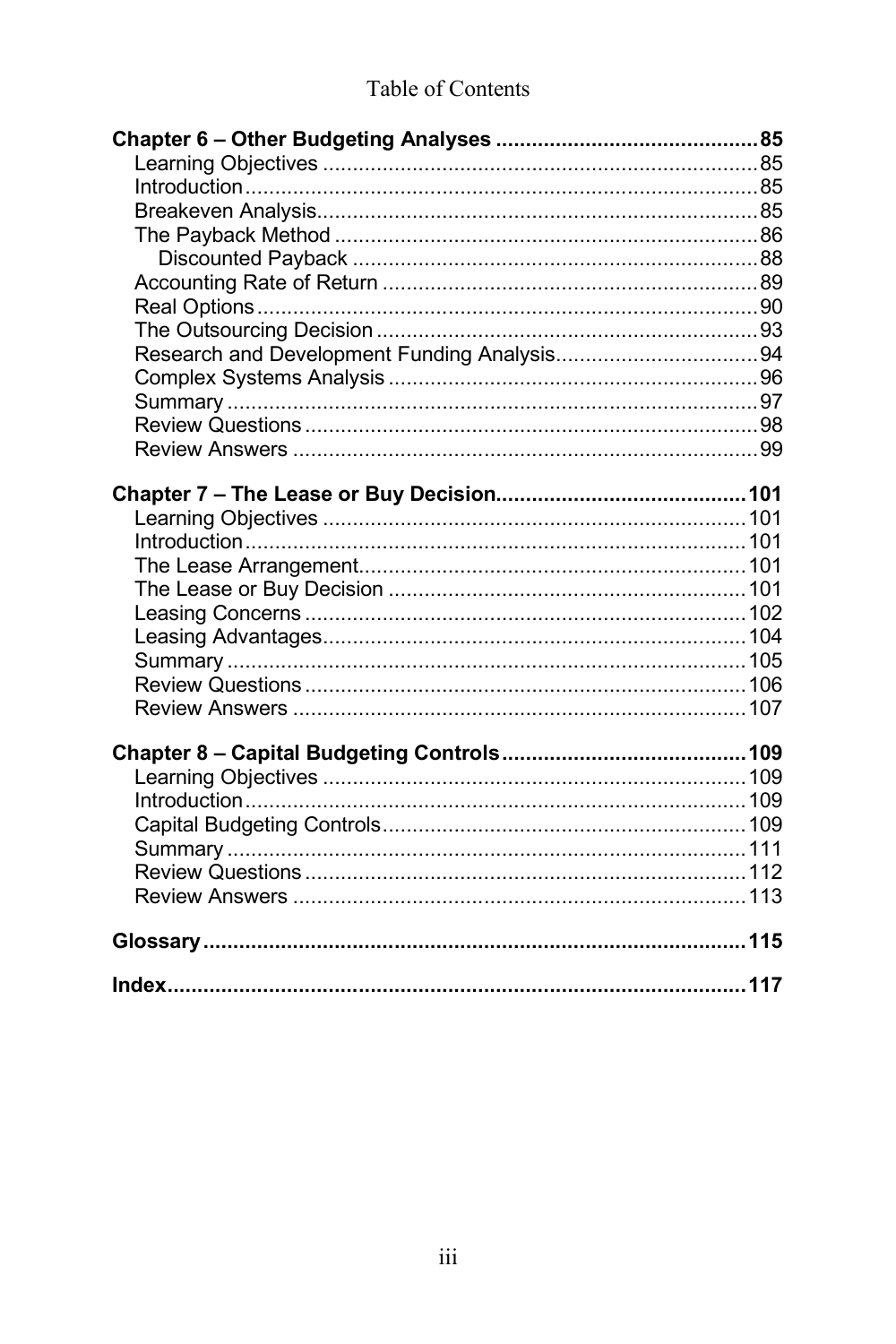Table of Contents

**Chapter 6 – Other Budgeting Analyses ........................................... 85**
- Learning Objectives ........................................................................ 85
- Introduction ..................................................................................... 85
- Breakeven Analysis .......................................................................... 85
- The Payback Method ....................................................................... 86
  - Discounted Payback .................................................................... 88
- Accounting Rate of Return ............................................................... 89
- Real Options ..................................................................................... 90
- The Outsourcing Decision ................................................................ 93
- Research and Development Funding Analysis .................................. 94
- Complex Systems Analysis .............................................................. 96
- Summary .......................................................................................... 97
- Review Questions ............................................................................. 98
- Review Answers ............................................................................... 99

**Chapter 7 – The Lease or Buy Decision ......................................... 101**
- Learning Objectives ........................................................................ 101
- Introduction ..................................................................................... 101
- The Lease Arrangement ................................................................... 101
- The Lease or Buy Decision .............................................................. 101
- Leasing Concerns ............................................................................ 102
- Leasing Advantages ......................................................................... 104
- Summary .......................................................................................... 105
- Review Questions ............................................................................. 106
- Review Answers ............................................................................... 107

**Chapter 8 – Capital Budgeting Controls ........................................ 109**
- Learning Objectives ........................................................................ 109
- Introduction ..................................................................................... 109
- Capital Budgeting Controls .............................................................. 109
- Summary .......................................................................................... 111
- Review Questions ............................................................................. 112
- Review Answers ............................................................................... 113

**Glossary ........................................................................................... 115**

**Index ................................................................................................ 117**